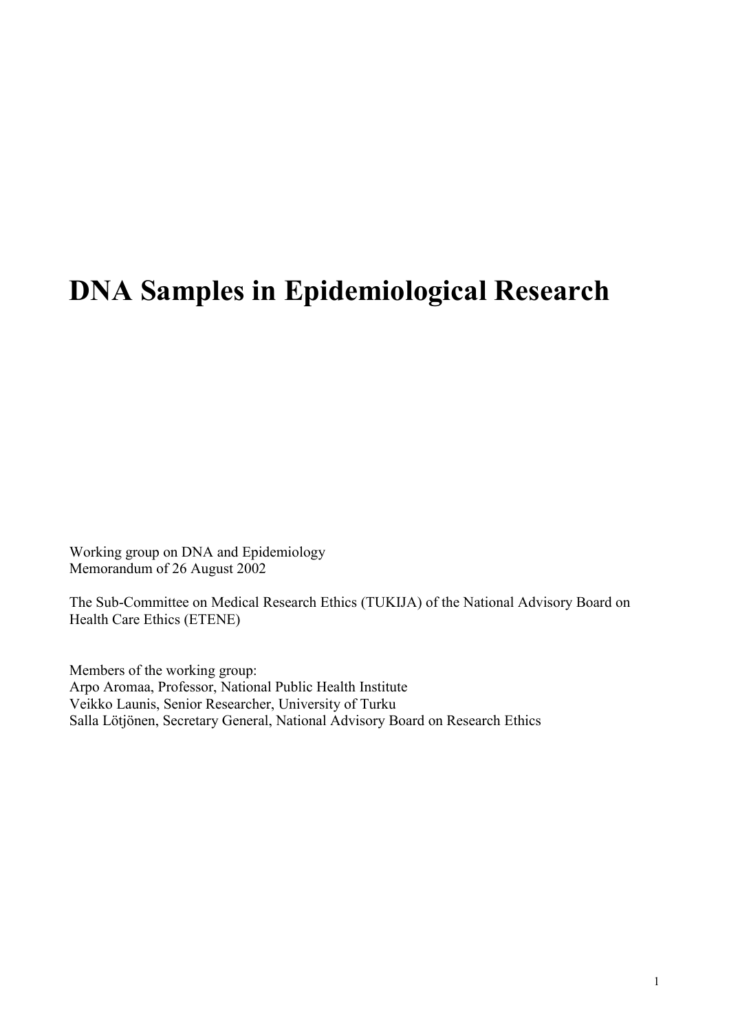# DNA Samples in Epidemiological Research

Working group on DNA and Epidemiology
Memorandum of 26 August 2002

The Sub-Committee on Medical Research Ethics (TUKIJA) of the National Advisory Board on Health Care Ethics (ETENE)

Members of the working group:
Arpo Aromaa, Professor, National Public Health Institute
Veikko Launis, Senior Researcher, University of Turku
Salla Lötjönen, Secretary General, National Advisory Board on Research Ethics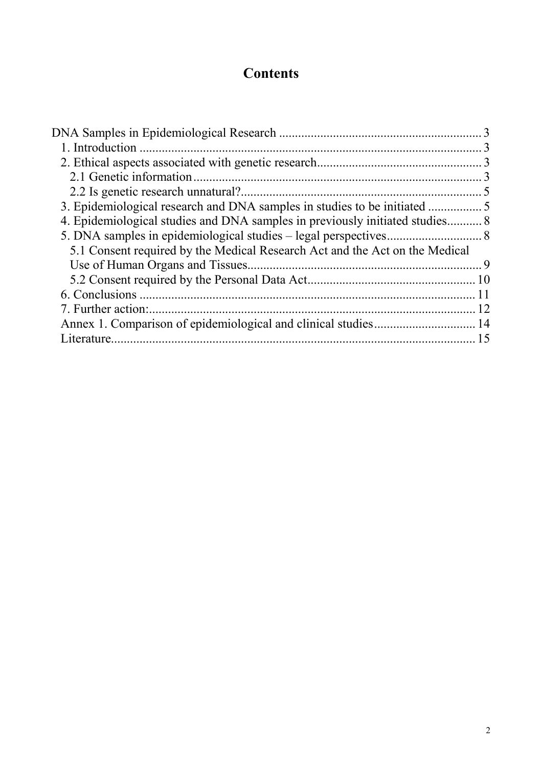# Contents

DNA Samples in Epidemiological Research ........................................................................ 3
- 1. Introduction ........................................................................................................ 3
- 2. Ethical aspects associated with genetic research.................................................... 3
  - 2.1 Genetic information........................................................................................ 3
  - 2.2 Is genetic research unnatural?......................................................................... 5
- 3. Epidemiological research and DNA samples in studies to be initiated ................. 5
- 4. Epidemiological studies and DNA samples in previously initiated studies........... 8
- 5. DNA samples in epidemiological studies – legal perspectives.............................. 8
  - 5.1 Consent required by the Medical Research Act and the Act on the Medical Use of Human Organs and Tissues.......................................................................... 9
  - 5.2 Consent required by the Personal Data Act..................................................... 10
- 6. Conclusions ......................................................................................................... 11
- 7. Further action:...................................................................................................... 12
- Annex 1. Comparison of epidemiological and clinical studies................................. 14
- Literature.................................................................................................................. 15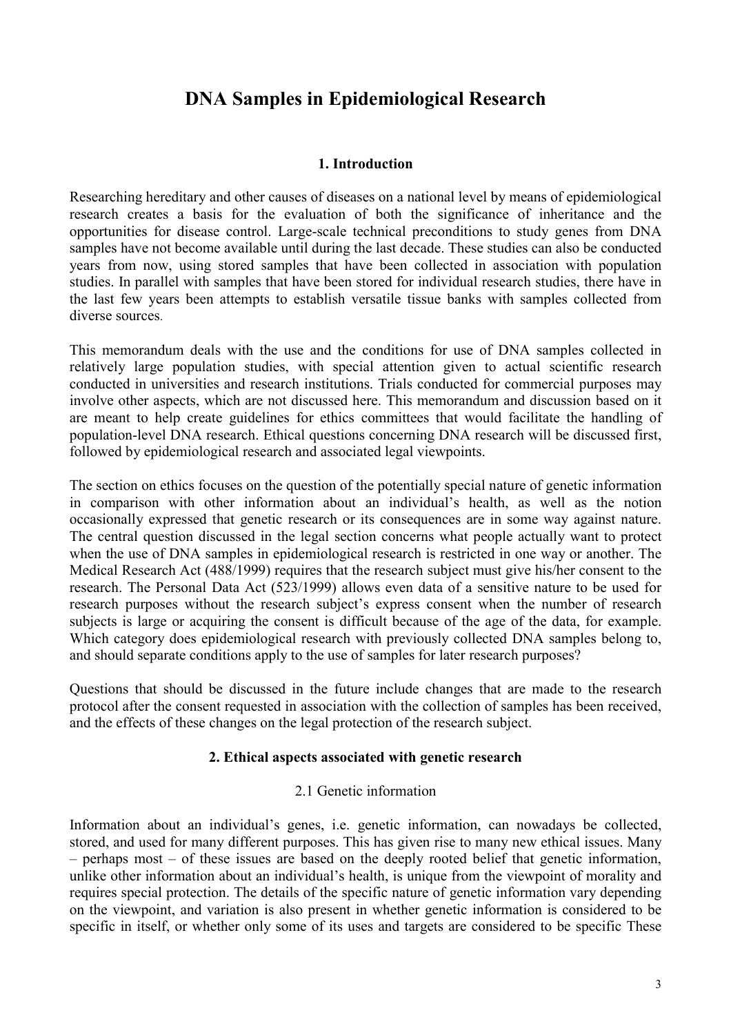# DNA Samples in Epidemiological Research

## 1. Introduction

Researching hereditary and other causes of diseases on a national level by means of epidemiological research creates a basis for the evaluation of both the significance of inheritance and the opportunities for disease control. Large-scale technical preconditions to study genes from DNA samples have not become available until during the last decade. These studies can also be conducted years from now, using stored samples that have been collected in association with population studies. In parallel with samples that have been stored for individual research studies, there have in the last few years been attempts to establish versatile tissue banks with samples collected from diverse sources.

This memorandum deals with the use and the conditions for use of DNA samples collected in relatively large population studies, with special attention given to actual scientific research conducted in universities and research institutions. Trials conducted for commercial purposes may involve other aspects, which are not discussed here. This memorandum and discussion based on it are meant to help create guidelines for ethics committees that would facilitate the handling of population-level DNA research. Ethical questions concerning DNA research will be discussed first, followed by epidemiological research and associated legal viewpoints.

The section on ethics focuses on the question of the potentially special nature of genetic information in comparison with other information about an individual's health, as well as the notion occasionally expressed that genetic research or its consequences are in some way against nature. The central question discussed in the legal section concerns what people actually want to protect when the use of DNA samples in epidemiological research is restricted in one way or another. The Medical Research Act (488/1999) requires that the research subject must give his/her consent to the research. The Personal Data Act (523/1999) allows even data of a sensitive nature to be used for research purposes without the research subject's express consent when the number of research subjects is large or acquiring the consent is difficult because of the age of the data, for example. Which category does epidemiological research with previously collected DNA samples belong to, and should separate conditions apply to the use of samples for later research purposes?

Questions that should be discussed in the future include changes that are made to the research protocol after the consent requested in association with the collection of samples has been received, and the effects of these changes on the legal protection of the research subject.

## 2. Ethical aspects associated with genetic research

### 2.1 Genetic information

Information about an individual's genes, i.e. genetic information, can nowadays be collected, stored, and used for many different purposes. This has given rise to many new ethical issues. Many – perhaps most – of these issues are based on the deeply rooted belief that genetic information, unlike other information about an individual's health, is unique from the viewpoint of morality and requires special protection. The details of the specific nature of genetic information vary depending on the viewpoint, and variation is also present in whether genetic information is considered to be specific in itself, or whether only some of its uses and targets are considered to be specific These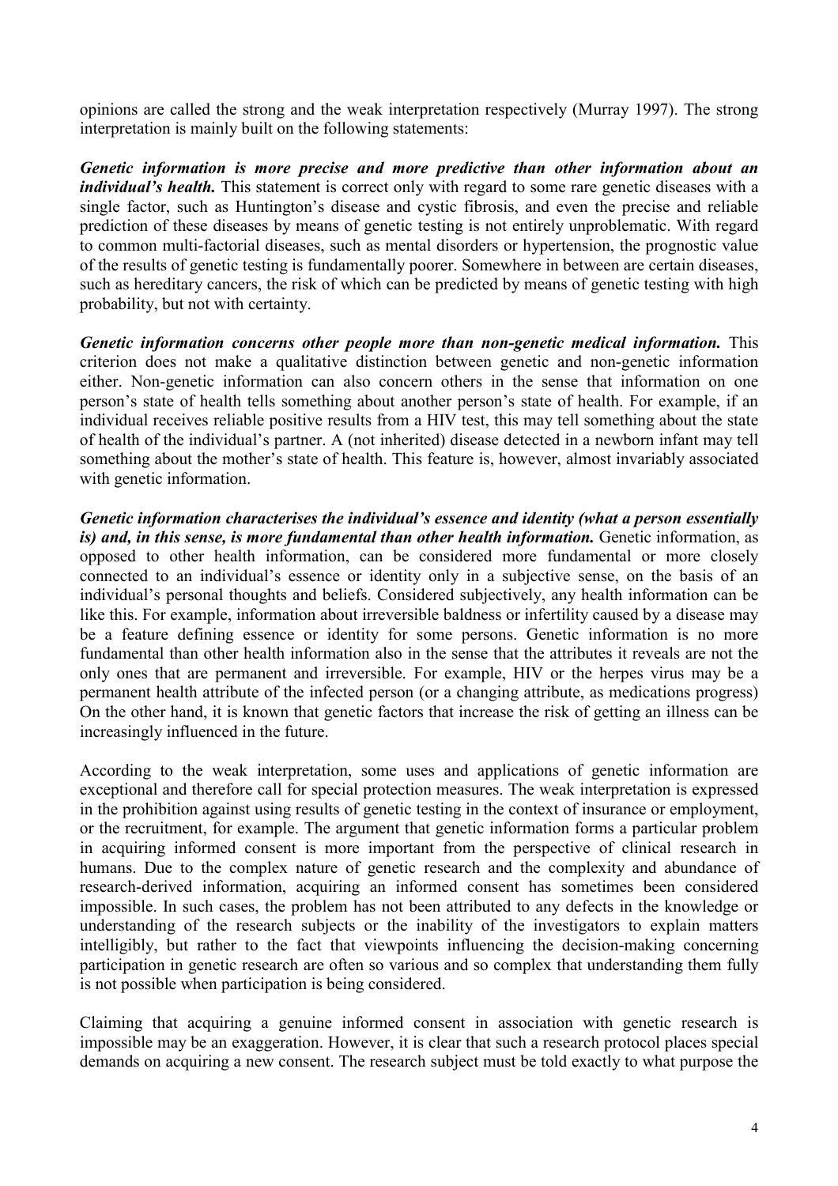opinions are called the strong and the weak interpretation respectively (Murray 1997). The strong interpretation is mainly built on the following statements:

***Genetic information is more precise and more predictive than other information about an individual's health.*** This statement is correct only with regard to some rare genetic diseases with a single factor, such as Huntington's disease and cystic fibrosis, and even the precise and reliable prediction of these diseases by means of genetic testing is not entirely unproblematic. With regard to common multi-factorial diseases, such as mental disorders or hypertension, the prognostic value of the results of genetic testing is fundamentally poorer. Somewhere in between are certain diseases, such as hereditary cancers, the risk of which can be predicted by means of genetic testing with high probability, but not with certainty.

***Genetic information concerns other people more than non-genetic medical information.*** This criterion does not make a qualitative distinction between genetic and non-genetic information either. Non-genetic information can also concern others in the sense that information on one person's state of health tells something about another person's state of health. For example, if an individual receives reliable positive results from a HIV test, this may tell something about the state of health of the individual's partner. A (not inherited) disease detected in a newborn infant may tell something about the mother's state of health. This feature is, however, almost invariably associated with genetic information.

***Genetic information characterises the individual's essence and identity (what a person essentially is) and, in this sense, is more fundamental than other health information.*** Genetic information, as opposed to other health information, can be considered more fundamental or more closely connected to an individual's essence or identity only in a subjective sense, on the basis of an individual's personal thoughts and beliefs. Considered subjectively, any health information can be like this. For example, information about irreversible baldness or infertility caused by a disease may be a feature defining essence or identity for some persons. Genetic information is no more fundamental than other health information also in the sense that the attributes it reveals are not the only ones that are permanent and irreversible. For example, HIV or the herpes virus may be a permanent health attribute of the infected person (or a changing attribute, as medications progress) On the other hand, it is known that genetic factors that increase the risk of getting an illness can be increasingly influenced in the future.

According to the weak interpretation, some uses and applications of genetic information are exceptional and therefore call for special protection measures. The weak interpretation is expressed in the prohibition against using results of genetic testing in the context of insurance or employment, or the recruitment, for example. The argument that genetic information forms a particular problem in acquiring informed consent is more important from the perspective of clinical research in humans. Due to the complex nature of genetic research and the complexity and abundance of research-derived information, acquiring an informed consent has sometimes been considered impossible. In such cases, the problem has not been attributed to any defects in the knowledge or understanding of the research subjects or the inability of the investigators to explain matters intelligibly, but rather to the fact that viewpoints influencing the decision-making concerning participation in genetic research are often so various and so complex that understanding them fully is not possible when participation is being considered.

Claiming that acquiring a genuine informed consent in association with genetic research is impossible may be an exaggeration. However, it is clear that such a research protocol places special demands on acquiring a new consent. The research subject must be told exactly to what purpose the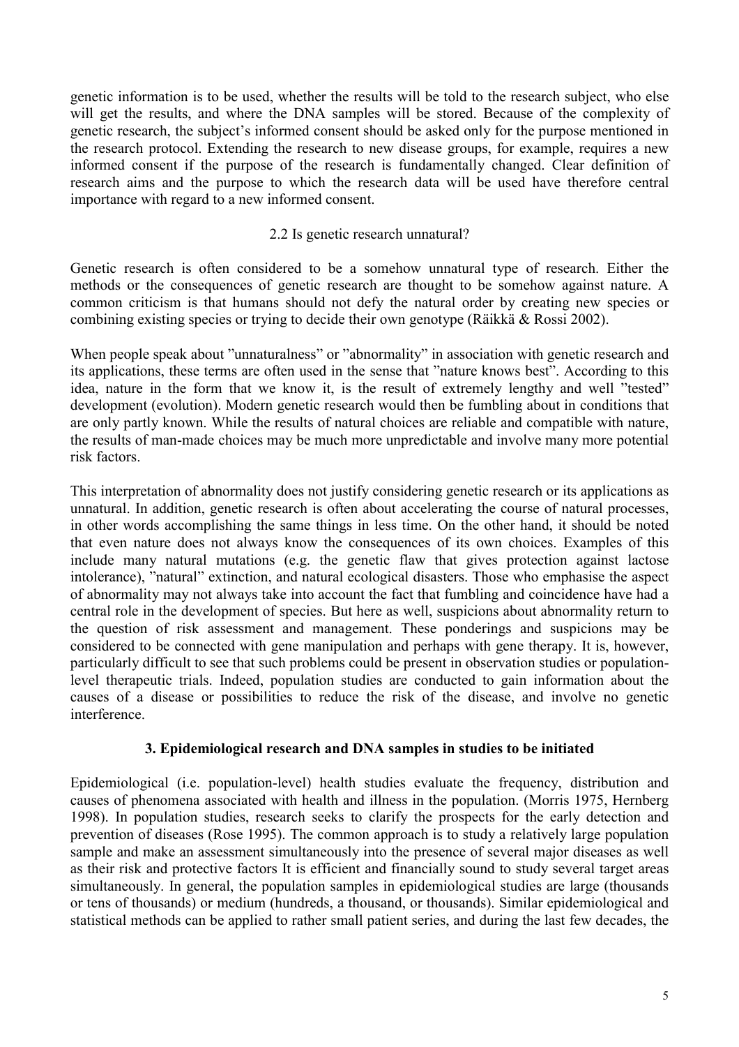genetic information is to be used, whether the results will be told to the research subject, who else will get the results, and where the DNA samples will be stored. Because of the complexity of genetic research, the subject's informed consent should be asked only for the purpose mentioned in the research protocol. Extending the research to new disease groups, for example, requires a new informed consent if the purpose of the research is fundamentally changed. Clear definition of research aims and the purpose to which the research data will be used have therefore central importance with regard to a new informed consent.

### 2.2 Is genetic research unnatural?

Genetic research is often considered to be a somehow unnatural type of research. Either the methods or the consequences of genetic research are thought to be somehow against nature. A common criticism is that humans should not defy the natural order by creating new species or combining existing species or trying to decide their own genotype (Räikkä & Rossi 2002).

When people speak about "unnaturalness" or "abnormality" in association with genetic research and its applications, these terms are often used in the sense that "nature knows best". According to this idea, nature in the form that we know it, is the result of extremely lengthy and well "tested" development (evolution). Modern genetic research would then be fumbling about in conditions that are only partly known. While the results of natural choices are reliable and compatible with nature, the results of man-made choices may be much more unpredictable and involve many more potential risk factors.

This interpretation of abnormality does not justify considering genetic research or its applications as unnatural. In addition, genetic research is often about accelerating the course of natural processes, in other words accomplishing the same things in less time. On the other hand, it should be noted that even nature does not always know the consequences of its own choices. Examples of this include many natural mutations (e.g. the genetic flaw that gives protection against lactose intolerance), "natural" extinction, and natural ecological disasters. Those who emphasise the aspect of abnormality may not always take into account the fact that fumbling and coincidence have had a central role in the development of species. But here as well, suspicions about abnormality return to the question of risk assessment and management. These ponderings and suspicions may be considered to be connected with gene manipulation and perhaps with gene therapy. It is, however, particularly difficult to see that such problems could be present in observation studies or population-level therapeutic trials. Indeed, population studies are conducted to gain information about the causes of a disease or possibilities to reduce the risk of the disease, and involve no genetic interference.

## 3. Epidemiological research and DNA samples in studies to be initiated

Epidemiological (i.e. population-level) health studies evaluate the frequency, distribution and causes of phenomena associated with health and illness in the population. (Morris 1975, Hernberg 1998). In population studies, research seeks to clarify the prospects for the early detection and prevention of diseases (Rose 1995). The common approach is to study a relatively large population sample and make an assessment simultaneously into the presence of several major diseases as well as their risk and protective factors It is efficient and financially sound to study several target areas simultaneously. In general, the population samples in epidemiological studies are large (thousands or tens of thousands) or medium (hundreds, a thousand, or thousands). Similar epidemiological and statistical methods can be applied to rather small patient series, and during the last few decades, the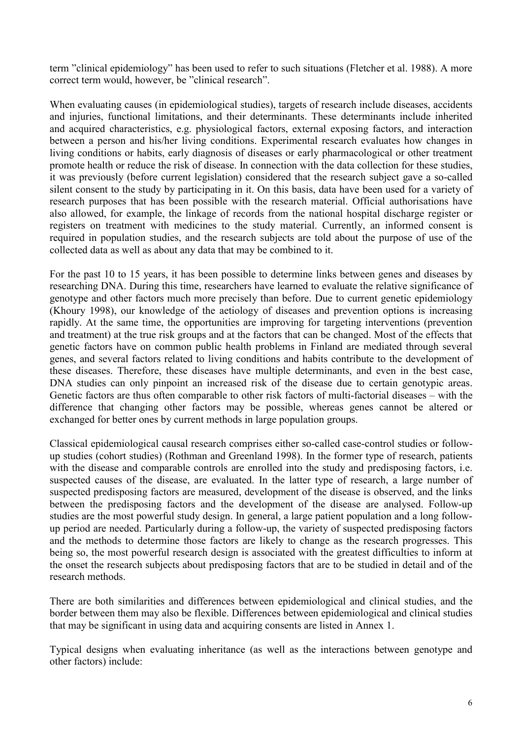term "clinical epidemiology" has been used to refer to such situations (Fletcher et al. 1988). A more correct term would, however, be "clinical research".

When evaluating causes (in epidemiological studies), targets of research include diseases, accidents and injuries, functional limitations, and their determinants. These determinants include inherited and acquired characteristics, e.g. physiological factors, external exposing factors, and interaction between a person and his/her living conditions. Experimental research evaluates how changes in living conditions or habits, early diagnosis of diseases or early pharmacological or other treatment promote health or reduce the risk of disease. In connection with the data collection for these studies, it was previously (before current legislation) considered that the research subject gave a so-called silent consent to the study by participating in it. On this basis, data have been used for a variety of research purposes that has been possible with the research material. Official authorisations have also allowed, for example, the linkage of records from the national hospital discharge register or registers on treatment with medicines to the study material. Currently, an informed consent is required in population studies, and the research subjects are told about the purpose of use of the collected data as well as about any data that may be combined to it.

For the past 10 to 15 years, it has been possible to determine links between genes and diseases by researching DNA. During this time, researchers have learned to evaluate the relative significance of genotype and other factors much more precisely than before. Due to current genetic epidemiology (Khoury 1998), our knowledge of the aetiology of diseases and prevention options is increasing rapidly. At the same time, the opportunities are improving for targeting interventions (prevention and treatment) at the true risk groups and at the factors that can be changed. Most of the effects that genetic factors have on common public health problems in Finland are mediated through several genes, and several factors related to living conditions and habits contribute to the development of these diseases. Therefore, these diseases have multiple determinants, and even in the best case, DNA studies can only pinpoint an increased risk of the disease due to certain genotypic areas. Genetic factors are thus often comparable to other risk factors of multi-factorial diseases – with the difference that changing other factors may be possible, whereas genes cannot be altered or exchanged for better ones by current methods in large population groups.

Classical epidemiological causal research comprises either so-called case-control studies or follow-up studies (cohort studies) (Rothman and Greenland 1998). In the former type of research, patients with the disease and comparable controls are enrolled into the study and predisposing factors, i.e. suspected causes of the disease, are evaluated. In the latter type of research, a large number of suspected predisposing factors are measured, development of the disease is observed, and the links between the predisposing factors and the development of the disease are analysed. Follow-up studies are the most powerful study design. In general, a large patient population and a long follow-up period are needed. Particularly during a follow-up, the variety of suspected predisposing factors and the methods to determine those factors are likely to change as the research progresses. This being so, the most powerful research design is associated with the greatest difficulties to inform at the onset the research subjects about predisposing factors that are to be studied in detail and of the research methods.

There are both similarities and differences between epidemiological and clinical studies, and the border between them may also be flexible. Differences between epidemiological and clinical studies that may be significant in using data and acquiring consents are listed in Annex 1.

Typical designs when evaluating inheritance (as well as the interactions between genotype and other factors) include: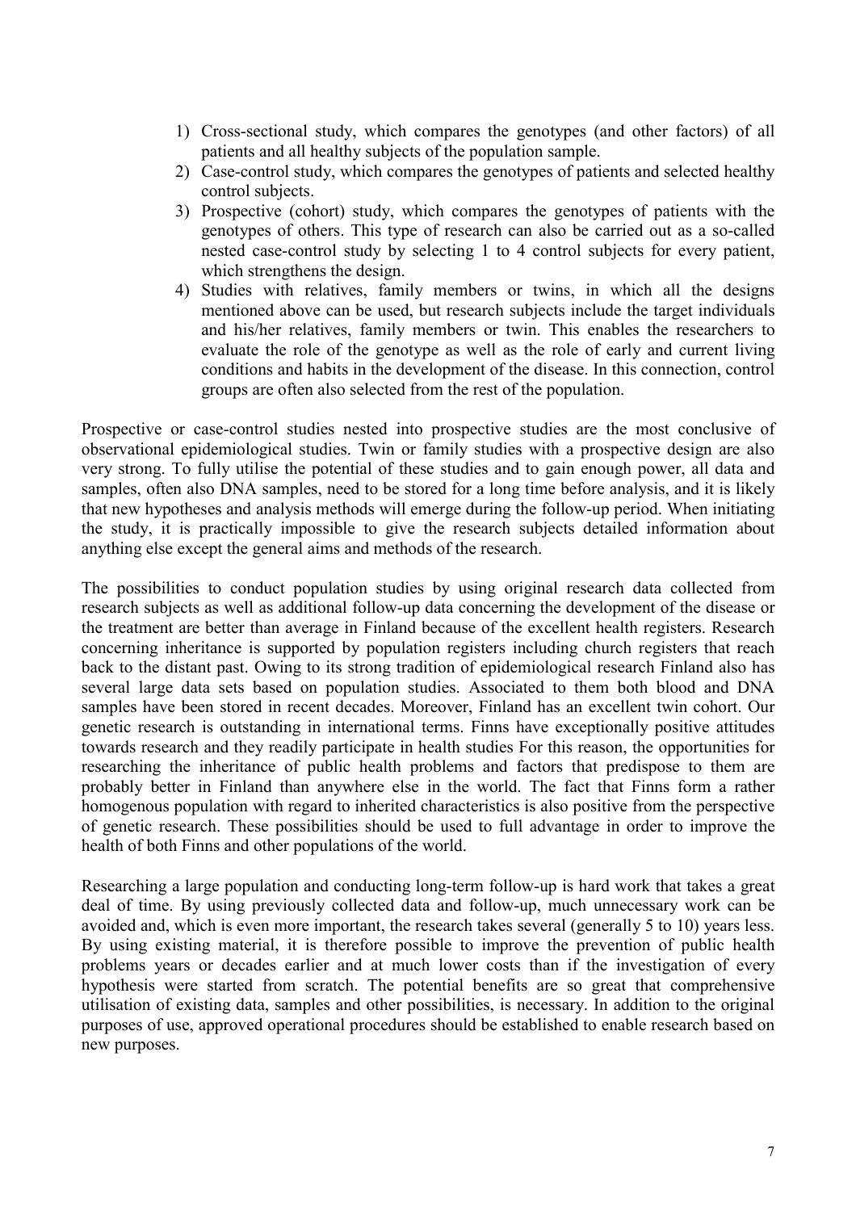1) Cross-sectional study, which compares the genotypes (and other factors) of all patients and all healthy subjects of the population sample.
2) Case-control study, which compares the genotypes of patients and selected healthy control subjects.
3) Prospective (cohort) study, which compares the genotypes of patients with the genotypes of others. This type of research can also be carried out as a so-called nested case-control study by selecting 1 to 4 control subjects for every patient, which strengthens the design.
4) Studies with relatives, family members or twins, in which all the designs mentioned above can be used, but research subjects include the target individuals and his/her relatives, family members or twin. This enables the researchers to evaluate the role of the genotype as well as the role of early and current living conditions and habits in the development of the disease. In this connection, control groups are often also selected from the rest of the population.

Prospective or case-control studies nested into prospective studies are the most conclusive of observational epidemiological studies. Twin or family studies with a prospective design are also very strong. To fully utilise the potential of these studies and to gain enough power, all data and samples, often also DNA samples, need to be stored for a long time before analysis, and it is likely that new hypotheses and analysis methods will emerge during the follow-up period. When initiating the study, it is practically impossible to give the research subjects detailed information about anything else except the general aims and methods of the research.

The possibilities to conduct population studies by using original research data collected from research subjects as well as additional follow-up data concerning the development of the disease or the treatment are better than average in Finland because of the excellent health registers. Research concerning inheritance is supported by population registers including church registers that reach back to the distant past. Owing to its strong tradition of epidemiological research Finland also has several large data sets based on population studies. Associated to them both blood and DNA samples have been stored in recent decades. Moreover, Finland has an excellent twin cohort. Our genetic research is outstanding in international terms. Finns have exceptionally positive attitudes towards research and they readily participate in health studies For this reason, the opportunities for researching the inheritance of public health problems and factors that predispose to them are probably better in Finland than anywhere else in the world. The fact that Finns form a rather homogenous population with regard to inherited characteristics is also positive from the perspective of genetic research. These possibilities should be used to full advantage in order to improve the health of both Finns and other populations of the world.

Researching a large population and conducting long-term follow-up is hard work that takes a great deal of time. By using previously collected data and follow-up, much unnecessary work can be avoided and, which is even more important, the research takes several (generally 5 to 10) years less. By using existing material, it is therefore possible to improve the prevention of public health problems years or decades earlier and at much lower costs than if the investigation of every hypothesis were started from scratch. The potential benefits are so great that comprehensive utilisation of existing data, samples and other possibilities, is necessary. In addition to the original purposes of use, approved operational procedures should be established to enable research based on new purposes.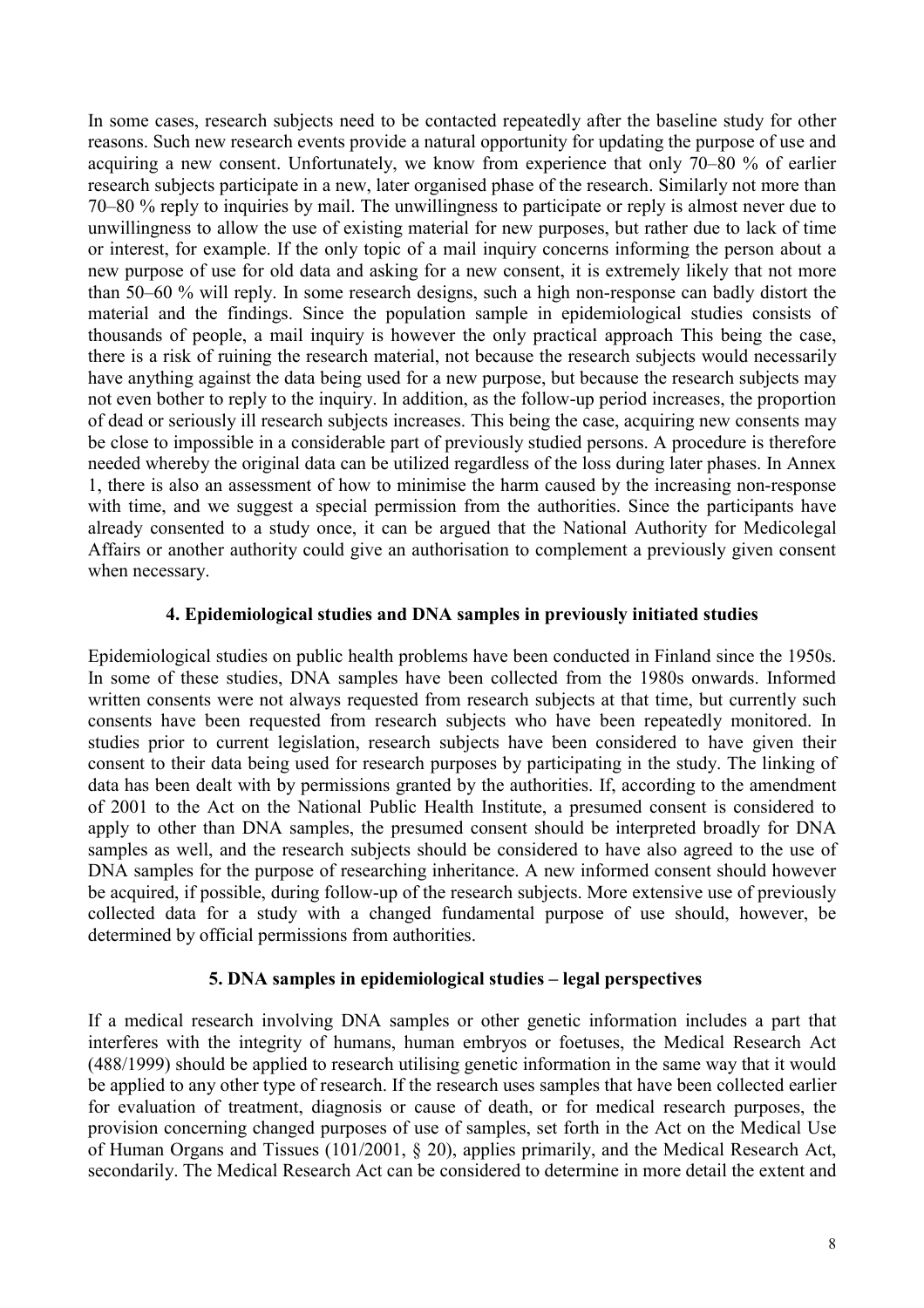In some cases, research subjects need to be contacted repeatedly after the baseline study for other reasons. Such new research events provide a natural opportunity for updating the purpose of use and acquiring a new consent. Unfortunately, we know from experience that only 70–80 % of earlier research subjects participate in a new, later organised phase of the research. Similarly not more than 70–80 % reply to inquiries by mail. The unwillingness to participate or reply is almost never due to unwillingness to allow the use of existing material for new purposes, but rather due to lack of time or interest, for example. If the only topic of a mail inquiry concerns informing the person about a new purpose of use for old data and asking for a new consent, it is extremely likely that not more than 50–60 % will reply. In some research designs, such a high non-response can badly distort the material and the findings. Since the population sample in epidemiological studies consists of thousands of people, a mail inquiry is however the only practical approach This being the case, there is a risk of ruining the research material, not because the research subjects would necessarily have anything against the data being used for a new purpose, but because the research subjects may not even bother to reply to the inquiry. In addition, as the follow-up period increases, the proportion of dead or seriously ill research subjects increases. This being the case, acquiring new consents may be close to impossible in a considerable part of previously studied persons. A procedure is therefore needed whereby the original data can be utilized regardless of the loss during later phases. In Annex 1, there is also an assessment of how to minimise the harm caused by the increasing non-response with time, and we suggest a special permission from the authorities. Since the participants have already consented to a study once, it can be argued that the National Authority for Medicolegal Affairs or another authority could give an authorisation to complement a previously given consent when necessary.

## 4. Epidemiological studies and DNA samples in previously initiated studies

Epidemiological studies on public health problems have been conducted in Finland since the 1950s. In some of these studies, DNA samples have been collected from the 1980s onwards. Informed written consents were not always requested from research subjects at that time, but currently such consents have been requested from research subjects who have been repeatedly monitored. In studies prior to current legislation, research subjects have been considered to have given their consent to their data being used for research purposes by participating in the study. The linking of data has been dealt with by permissions granted by the authorities. If, according to the amendment of 2001 to the Act on the National Public Health Institute, a presumed consent is considered to apply to other than DNA samples, the presumed consent should be interpreted broadly for DNA samples as well, and the research subjects should be considered to have also agreed to the use of DNA samples for the purpose of researching inheritance. A new informed consent should however be acquired, if possible, during follow-up of the research subjects. More extensive use of previously collected data for a study with a changed fundamental purpose of use should, however, be determined by official permissions from authorities.

## 5. DNA samples in epidemiological studies – legal perspectives

If a medical research involving DNA samples or other genetic information includes a part that interferes with the integrity of humans, human embryos or foetuses, the Medical Research Act (488/1999) should be applied to research utilising genetic information in the same way that it would be applied to any other type of research. If the research uses samples that have been collected earlier for evaluation of treatment, diagnosis or cause of death, or for medical research purposes, the provision concerning changed purposes of use of samples, set forth in the Act on the Medical Use of Human Organs and Tissues (101/2001, § 20), applies primarily, and the Medical Research Act, secondarily. The Medical Research Act can be considered to determine in more detail the extent and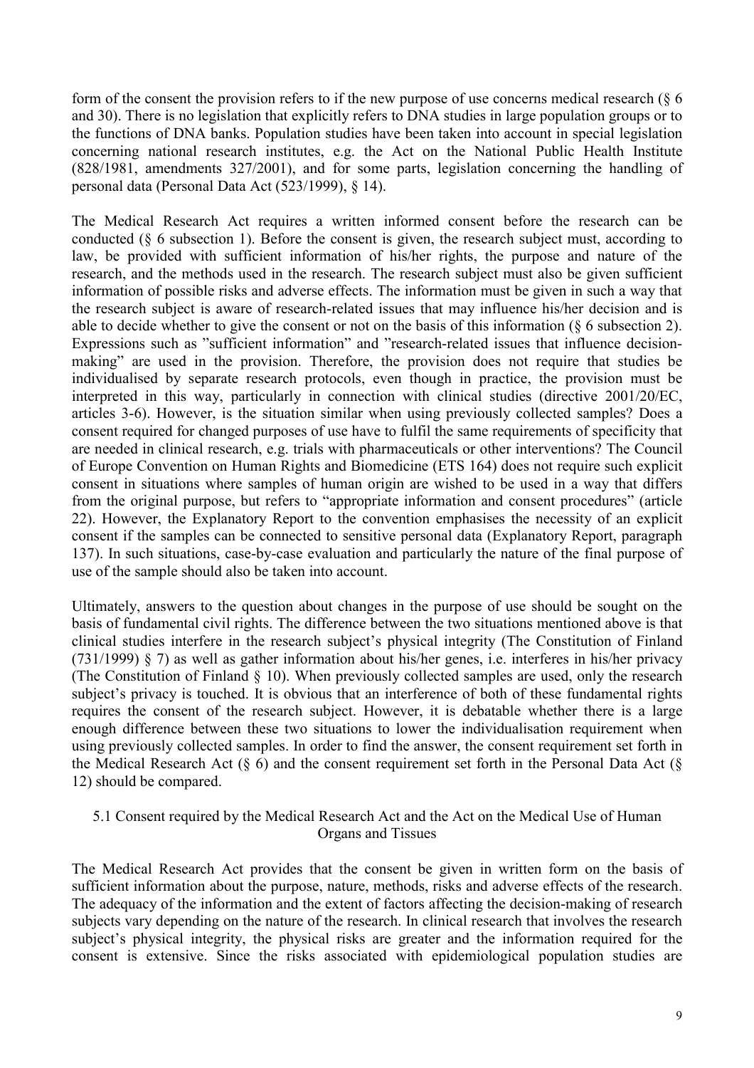form of the consent the provision refers to if the new purpose of use concerns medical research (§ 6 and 30). There is no legislation that explicitly refers to DNA studies in large population groups or to the functions of DNA banks. Population studies have been taken into account in special legislation concerning national research institutes, e.g. the Act on the National Public Health Institute (828/1981, amendments 327/2001), and for some parts, legislation concerning the handling of personal data (Personal Data Act (523/1999), § 14).

The Medical Research Act requires a written informed consent before the research can be conducted (§ 6 subsection 1). Before the consent is given, the research subject must, according to law, be provided with sufficient information of his/her rights, the purpose and nature of the research, and the methods used in the research. The research subject must also be given sufficient information of possible risks and adverse effects. The information must be given in such a way that the research subject is aware of research-related issues that may influence his/her decision and is able to decide whether to give the consent or not on the basis of this information (§ 6 subsection 2). Expressions such as "sufficient information" and "research-related issues that influence decision-making" are used in the provision. Therefore, the provision does not require that studies be individualised by separate research protocols, even though in practice, the provision must be interpreted in this way, particularly in connection with clinical studies (directive 2001/20/EC, articles 3-6). However, is the situation similar when using previously collected samples? Does a consent required for changed purposes of use have to fulfil the same requirements of specificity that are needed in clinical research, e.g. trials with pharmaceuticals or other interventions? The Council of Europe Convention on Human Rights and Biomedicine (ETS 164) does not require such explicit consent in situations where samples of human origin are wished to be used in a way that differs from the original purpose, but refers to "appropriate information and consent procedures" (article 22). However, the Explanatory Report to the convention emphasises the necessity of an explicit consent if the samples can be connected to sensitive personal data (Explanatory Report, paragraph 137). In such situations, case-by-case evaluation and particularly the nature of the final purpose of use of the sample should also be taken into account.

Ultimately, answers to the question about changes in the purpose of use should be sought on the basis of fundamental civil rights. The difference between the two situations mentioned above is that clinical studies interfere in the research subject's physical integrity (The Constitution of Finland (731/1999) § 7) as well as gather information about his/her genes, i.e. interferes in his/her privacy (The Constitution of Finland § 10). When previously collected samples are used, only the research subject's privacy is touched. It is obvious that an interference of both of these fundamental rights requires the consent of the research subject. However, it is debatable whether there is a large enough difference between these two situations to lower the individualisation requirement when using previously collected samples. In order to find the answer, the consent requirement set forth in the Medical Research Act (§ 6) and the consent requirement set forth in the Personal Data Act (§ 12) should be compared.

### 5.1 Consent required by the Medical Research Act and the Act on the Medical Use of Human Organs and Tissues

The Medical Research Act provides that the consent be given in written form on the basis of sufficient information about the purpose, nature, methods, risks and adverse effects of the research. The adequacy of the information and the extent of factors affecting the decision-making of research subjects vary depending on the nature of the research. In clinical research that involves the research subject's physical integrity, the physical risks are greater and the information required for the consent is extensive. Since the risks associated with epidemiological population studies are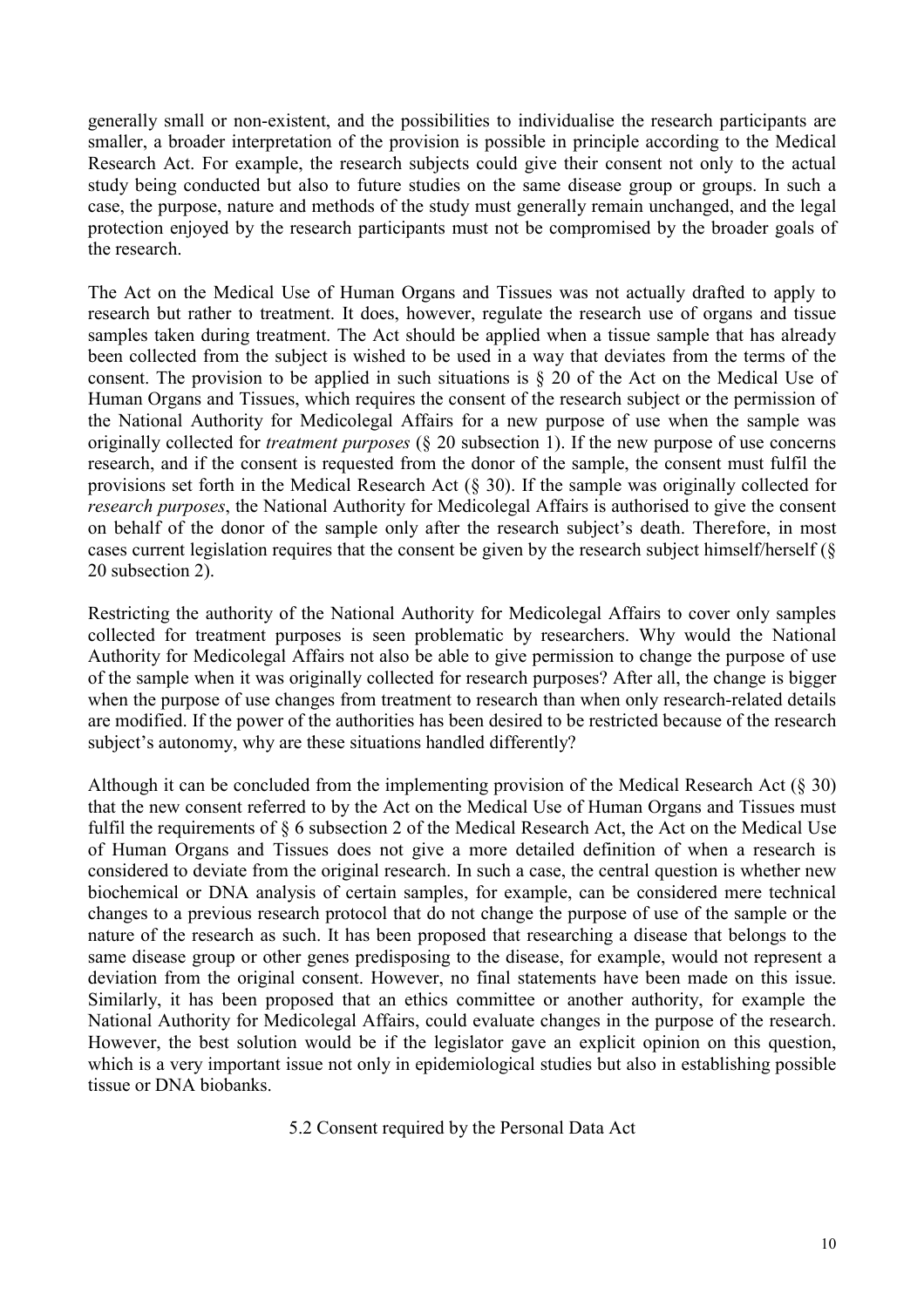generally small or non-existent, and the possibilities to individualise the research participants are smaller, a broader interpretation of the provision is possible in principle according to the Medical Research Act. For example, the research subjects could give their consent not only to the actual study being conducted but also to future studies on the same disease group or groups. In such a case, the purpose, nature and methods of the study must generally remain unchanged, and the legal protection enjoyed by the research participants must not be compromised by the broader goals of the research.

The Act on the Medical Use of Human Organs and Tissues was not actually drafted to apply to research but rather to treatment. It does, however, regulate the research use of organs and tissue samples taken during treatment. The Act should be applied when a tissue sample that has already been collected from the subject is wished to be used in a way that deviates from the terms of the consent. The provision to be applied in such situations is § 20 of the Act on the Medical Use of Human Organs and Tissues, which requires the consent of the research subject or the permission of the National Authority for Medicolegal Affairs for a new purpose of use when the sample was originally collected for *treatment purposes* (§ 20 subsection 1). If the new purpose of use concerns research, and if the consent is requested from the donor of the sample, the consent must fulfil the provisions set forth in the Medical Research Act (§ 30). If the sample was originally collected for *research purposes*, the National Authority for Medicolegal Affairs is authorised to give the consent on behalf of the donor of the sample only after the research subject's death. Therefore, in most cases current legislation requires that the consent be given by the research subject himself/herself (§ 20 subsection 2).

Restricting the authority of the National Authority for Medicolegal Affairs to cover only samples collected for treatment purposes is seen problematic by researchers. Why would the National Authority for Medicolegal Affairs not also be able to give permission to change the purpose of use of the sample when it was originally collected for research purposes? After all, the change is bigger when the purpose of use changes from treatment to research than when only research-related details are modified. If the power of the authorities has been desired to be restricted because of the research subject's autonomy, why are these situations handled differently?

Although it can be concluded from the implementing provision of the Medical Research Act (§ 30) that the new consent referred to by the Act on the Medical Use of Human Organs and Tissues must fulfil the requirements of § 6 subsection 2 of the Medical Research Act, the Act on the Medical Use of Human Organs and Tissues does not give a more detailed definition of when a research is considered to deviate from the original research. In such a case, the central question is whether new biochemical or DNA analysis of certain samples, for example, can be considered mere technical changes to a previous research protocol that do not change the purpose of use of the sample or the nature of the research as such. It has been proposed that researching a disease that belongs to the same disease group or other genes predisposing to the disease, for example, would not represent a deviation from the original consent. However, no final statements have been made on this issue. Similarly, it has been proposed that an ethics committee or another authority, for example the National Authority for Medicolegal Affairs, could evaluate changes in the purpose of the research. However, the best solution would be if the legislator gave an explicit opinion on this question, which is a very important issue not only in epidemiological studies but also in establishing possible tissue or DNA biobanks.

### 5.2 Consent required by the Personal Data Act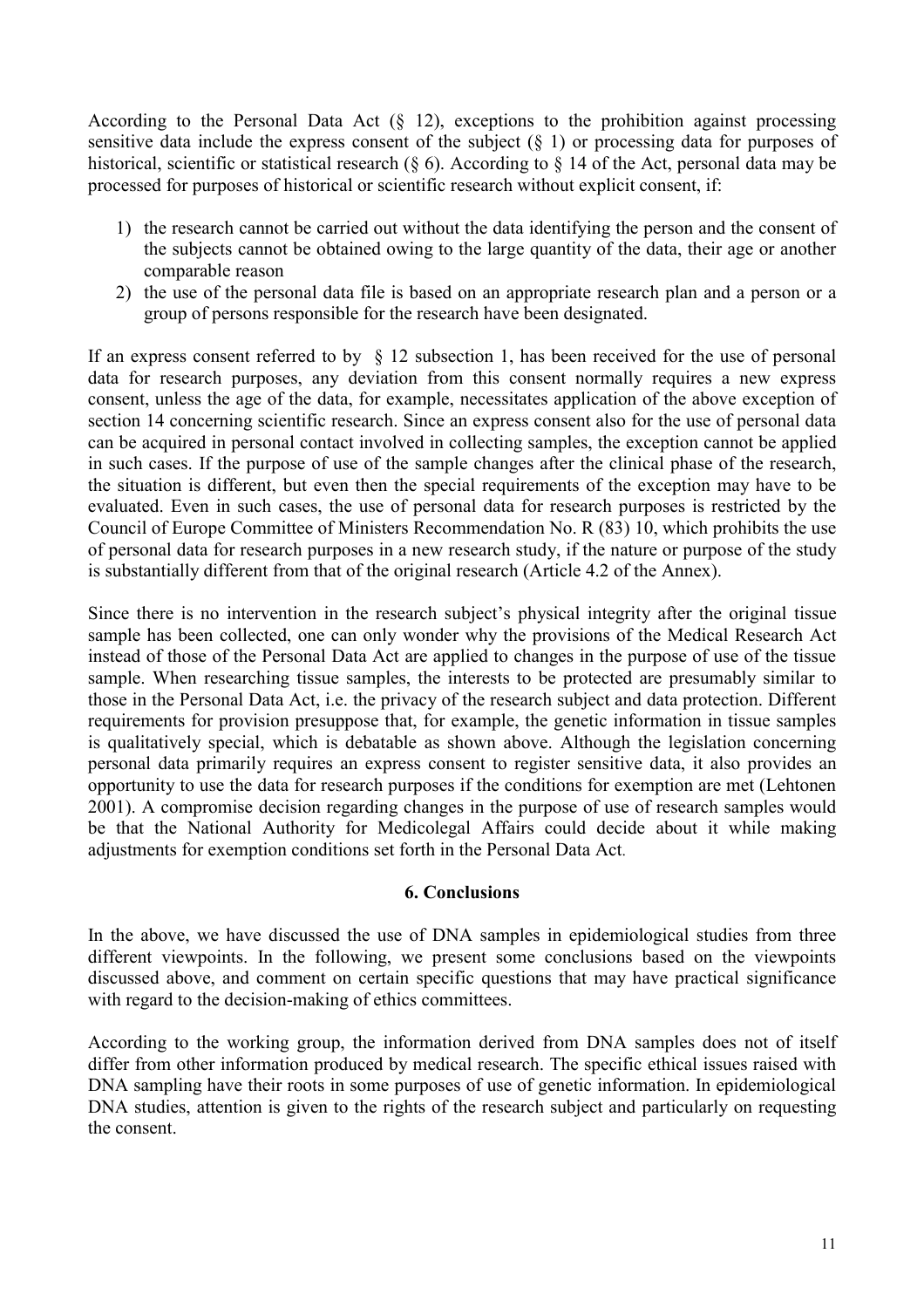According to the Personal Data Act (§ 12), exceptions to the prohibition against processing sensitive data include the express consent of the subject (§ 1) or processing data for purposes of historical, scientific or statistical research (§ 6). According to § 14 of the Act, personal data may be processed for purposes of historical or scientific research without explicit consent, if:

1) the research cannot be carried out without the data identifying the person and the consent of the subjects cannot be obtained owing to the large quantity of the data, their age or another comparable reason
2) the use of the personal data file is based on an appropriate research plan and a person or a group of persons responsible for the research have been designated.

If an express consent referred to by § 12 subsection 1, has been received for the use of personal data for research purposes, any deviation from this consent normally requires a new express consent, unless the age of the data, for example, necessitates application of the above exception of section 14 concerning scientific research. Since an express consent also for the use of personal data can be acquired in personal contact involved in collecting samples, the exception cannot be applied in such cases. If the purpose of use of the sample changes after the clinical phase of the research, the situation is different, but even then the special requirements of the exception may have to be evaluated. Even in such cases, the use of personal data for research purposes is restricted by the Council of Europe Committee of Ministers Recommendation No. R (83) 10, which prohibits the use of personal data for research purposes in a new research study, if the nature or purpose of the study is substantially different from that of the original research (Article 4.2 of the Annex).

Since there is no intervention in the research subject's physical integrity after the original tissue sample has been collected, one can only wonder why the provisions of the Medical Research Act instead of those of the Personal Data Act are applied to changes in the purpose of use of the tissue sample. When researching tissue samples, the interests to be protected are presumably similar to those in the Personal Data Act, i.e. the privacy of the research subject and data protection. Different requirements for provision presuppose that, for example, the genetic information in tissue samples is qualitatively special, which is debatable as shown above. Although the legislation concerning personal data primarily requires an express consent to register sensitive data, it also provides an opportunity to use the data for research purposes if the conditions for exemption are met (Lehtonen 2001). A compromise decision regarding changes in the purpose of use of research samples would be that the National Authority for Medicolegal Affairs could decide about it while making adjustments for exemption conditions set forth in the Personal Data Act.

## 6. Conclusions

In the above, we have discussed the use of DNA samples in epidemiological studies from three different viewpoints. In the following, we present some conclusions based on the viewpoints discussed above, and comment on certain specific questions that may have practical significance with regard to the decision-making of ethics committees.

According to the working group, the information derived from DNA samples does not of itself differ from other information produced by medical research. The specific ethical issues raised with DNA sampling have their roots in some purposes of use of genetic information. In epidemiological DNA studies, attention is given to the rights of the research subject and particularly on requesting the consent.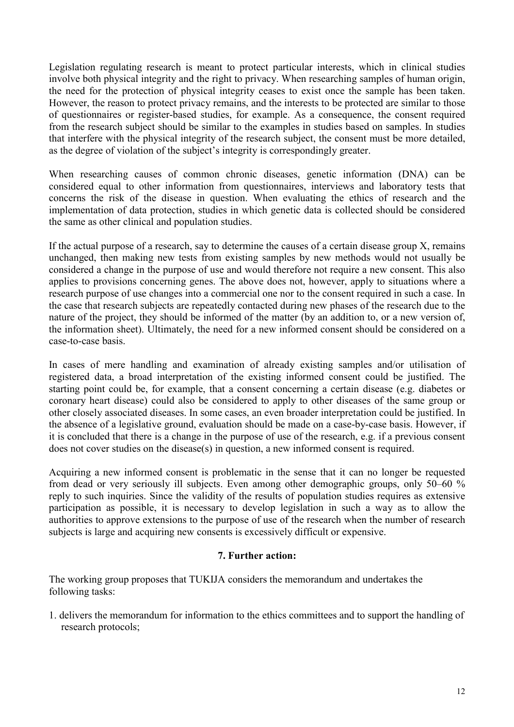Legislation regulating research is meant to protect particular interests, which in clinical studies involve both physical integrity and the right to privacy. When researching samples of human origin, the need for the protection of physical integrity ceases to exist once the sample has been taken. However, the reason to protect privacy remains, and the interests to be protected are similar to those of questionnaires or register-based studies, for example. As a consequence, the consent required from the research subject should be similar to the examples in studies based on samples. In studies that interfere with the physical integrity of the research subject, the consent must be more detailed, as the degree of violation of the subject's integrity is correspondingly greater.

When researching causes of common chronic diseases, genetic information (DNA) can be considered equal to other information from questionnaires, interviews and laboratory tests that concerns the risk of the disease in question. When evaluating the ethics of research and the implementation of data protection, studies in which genetic data is collected should be considered the same as other clinical and population studies.

If the actual purpose of a research, say to determine the causes of a certain disease group X, remains unchanged, then making new tests from existing samples by new methods would not usually be considered a change in the purpose of use and would therefore not require a new consent. This also applies to provisions concerning genes. The above does not, however, apply to situations where a research purpose of use changes into a commercial one nor to the consent required in such a case. In the case that research subjects are repeatedly contacted during new phases of the research due to the nature of the project, they should be informed of the matter (by an addition to, or a new version of, the information sheet). Ultimately, the need for a new informed consent should be considered on a case-to-case basis.

In cases of mere handling and examination of already existing samples and/or utilisation of registered data, a broad interpretation of the existing informed consent could be justified. The starting point could be, for example, that a consent concerning a certain disease (e.g. diabetes or coronary heart disease) could also be considered to apply to other diseases of the same group or other closely associated diseases. In some cases, an even broader interpretation could be justified. In the absence of a legislative ground, evaluation should be made on a case-by-case basis. However, if it is concluded that there is a change in the purpose of use of the research, e.g. if a previous consent does not cover studies on the disease(s) in question, a new informed consent is required.

Acquiring a new informed consent is problematic in the sense that it can no longer be requested from dead or very seriously ill subjects. Even among other demographic groups, only 50–60 % reply to such inquiries. Since the validity of the results of population studies requires as extensive participation as possible, it is necessary to develop legislation in such a way as to allow the authorities to approve extensions to the purpose of use of the research when the number of research subjects is large and acquiring new consents is excessively difficult or expensive.

## 7. Further action:

The working group proposes that TUKIJA considers the memorandum and undertakes the following tasks:

1. delivers the memorandum for information to the ethics committees and to support the handling of research protocols;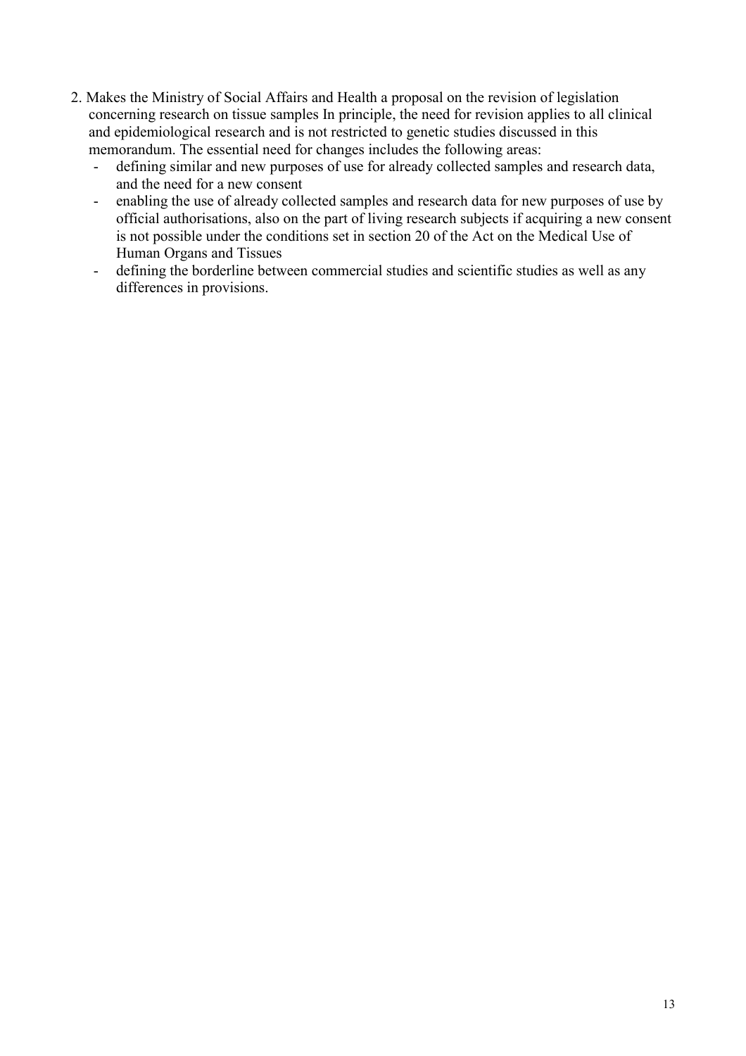2. Makes the Ministry of Social Affairs and Health a proposal on the revision of legislation concerning research on tissue samples In principle, the need for revision applies to all clinical and epidemiological research and is not restricted to genetic studies discussed in this memorandum. The essential need for changes includes the following areas:
   - defining similar and new purposes of use for already collected samples and research data, and the need for a new consent
   - enabling the use of already collected samples and research data for new purposes of use by official authorisations, also on the part of living research subjects if acquiring a new consent is not possible under the conditions set in section 20 of the Act on the Medical Use of Human Organs and Tissues
   - defining the borderline between commercial studies and scientific studies as well as any differences in provisions.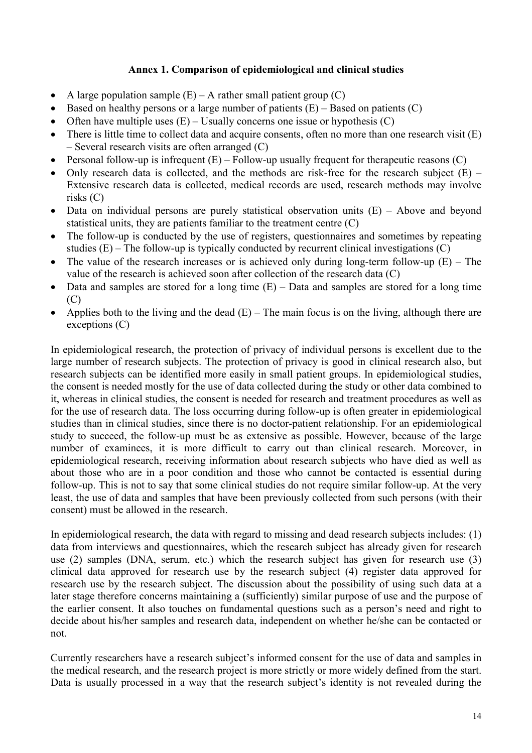## Annex 1. Comparison of epidemiological and clinical studies

- A large population sample (E) – A rather small patient group (C)
- Based on healthy persons or a large number of patients (E) – Based on patients (C)
- Often have multiple uses (E) – Usually concerns one issue or hypothesis (C)
- There is little time to collect data and acquire consents, often no more than one research visit (E) – Several research visits are often arranged (C)
- Personal follow-up is infrequent (E) – Follow-up usually frequent for therapeutic reasons (C)
- Only research data is collected, and the methods are risk-free for the research subject (E) – Extensive research data is collected, medical records are used, research methods may involve risks (C)
- Data on individual persons are purely statistical observation units (E) – Above and beyond statistical units, they are patients familiar to the treatment centre (C)
- The follow-up is conducted by the use of registers, questionnaires and sometimes by repeating studies (E) – The follow-up is typically conducted by recurrent clinical investigations (C)
- The value of the research increases or is achieved only during long-term follow-up (E) – The value of the research is achieved soon after collection of the research data (C)
- Data and samples are stored for a long time (E) – Data and samples are stored for a long time (C)
- Applies both to the living and the dead (E) – The main focus is on the living, although there are exceptions (C)

In epidemiological research, the protection of privacy of individual persons is excellent due to the large number of research subjects. The protection of privacy is good in clinical research also, but research subjects can be identified more easily in small patient groups. In epidemiological studies, the consent is needed mostly for the use of data collected during the study or other data combined to it, whereas in clinical studies, the consent is needed for research and treatment procedures as well as for the use of research data. The loss occurring during follow-up is often greater in epidemiological studies than in clinical studies, since there is no doctor-patient relationship. For an epidemiological study to succeed, the follow-up must be as extensive as possible. However, because of the large number of examinees, it is more difficult to carry out than clinical research. Moreover, in epidemiological research, receiving information about research subjects who have died as well as about those who are in a poor condition and those who cannot be contacted is essential during follow-up. This is not to say that some clinical studies do not require similar follow-up. At the very least, the use of data and samples that have been previously collected from such persons (with their consent) must be allowed in the research.

In epidemiological research, the data with regard to missing and dead research subjects includes: (1) data from interviews and questionnaires, which the research subject has already given for research use (2) samples (DNA, serum, etc.) which the research subject has given for research use (3) clinical data approved for research use by the research subject (4) register data approved for research use by the research subject. The discussion about the possibility of using such data at a later stage therefore concerns maintaining a (sufficiently) similar purpose of use and the purpose of the earlier consent. It also touches on fundamental questions such as a person's need and right to decide about his/her samples and research data, independent on whether he/she can be contacted or not.

Currently researchers have a research subject's informed consent for the use of data and samples in the medical research, and the research project is more strictly or more widely defined from the start. Data is usually processed in a way that the research subject's identity is not revealed during the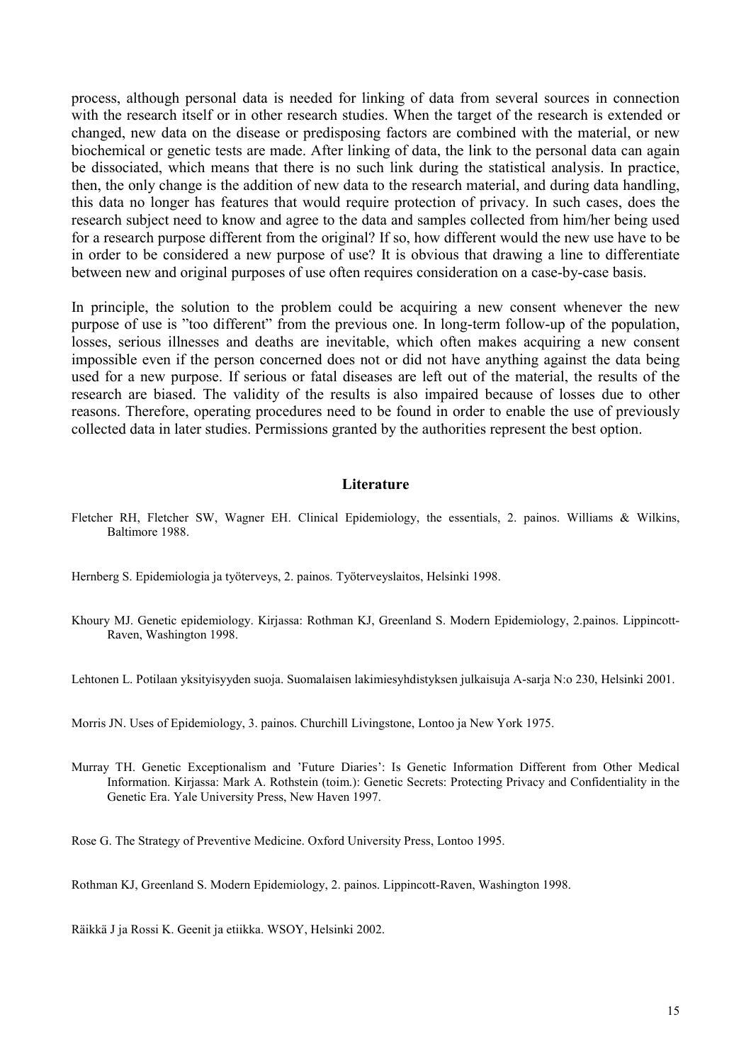process, although personal data is needed for linking of data from several sources in connection with the research itself or in other research studies. When the target of the research is extended or changed, new data on the disease or predisposing factors are combined with the material, or new biochemical or genetic tests are made. After linking of data, the link to the personal data can again be dissociated, which means that there is no such link during the statistical analysis. In practice, then, the only change is the addition of new data to the research material, and during data handling, this data no longer has features that would require protection of privacy. In such cases, does the research subject need to know and agree to the data and samples collected from him/her being used for a research purpose different from the original? If so, how different would the new use have to be in order to be considered a new purpose of use? It is obvious that drawing a line to differentiate between new and original purposes of use often requires consideration on a case-by-case basis.

In principle, the solution to the problem could be acquiring a new consent whenever the new purpose of use is ”too different” from the previous one. In long-term follow-up of the population, losses, serious illnesses and deaths are inevitable, which often makes acquiring a new consent impossible even if the person concerned does not or did not have anything against the data being used for a new purpose. If serious or fatal diseases are left out of the material, the results of the research are biased. The validity of the results is also impaired because of losses due to other reasons. Therefore, operating procedures need to be found in order to enable the use of previously collected data in later studies. Permissions granted by the authorities represent the best option.

## Literature

Fletcher RH, Fletcher SW, Wagner EH. Clinical Epidemiology, the essentials, 2. painos. Williams & Wilkins, Baltimore 1988.

Hernberg S. Epidemiologia ja työterveys, 2. painos. Työterveyslaitos, Helsinki 1998.

Khoury MJ. Genetic epidemiology. Kirjassa: Rothman KJ, Greenland S. Modern Epidemiology, 2.painos. Lippincott-Raven, Washington 1998.

Lehtonen L. Potilaan yksityisyyden suoja. Suomalaisen lakimiesyhdistyksen julkaisuja A-sarja N:o 230, Helsinki 2001.

Morris JN. Uses of Epidemiology, 3. painos. Churchill Livingstone, Lontoo ja New York 1975.

Murray TH. Genetic Exceptionalism and ’Future Diaries’: Is Genetic Information Different from Other Medical Information. Kirjassa: Mark A. Rothstein (toim.): Genetic Secrets: Protecting Privacy and Confidentiality in the Genetic Era. Yale University Press, New Haven 1997.

Rose G. The Strategy of Preventive Medicine. Oxford University Press, Lontoo 1995.

Rothman KJ, Greenland S. Modern Epidemiology, 2. painos. Lippincott-Raven, Washington 1998.

Räikkä J ja Rossi K. Geenit ja etiikka. WSOY, Helsinki 2002.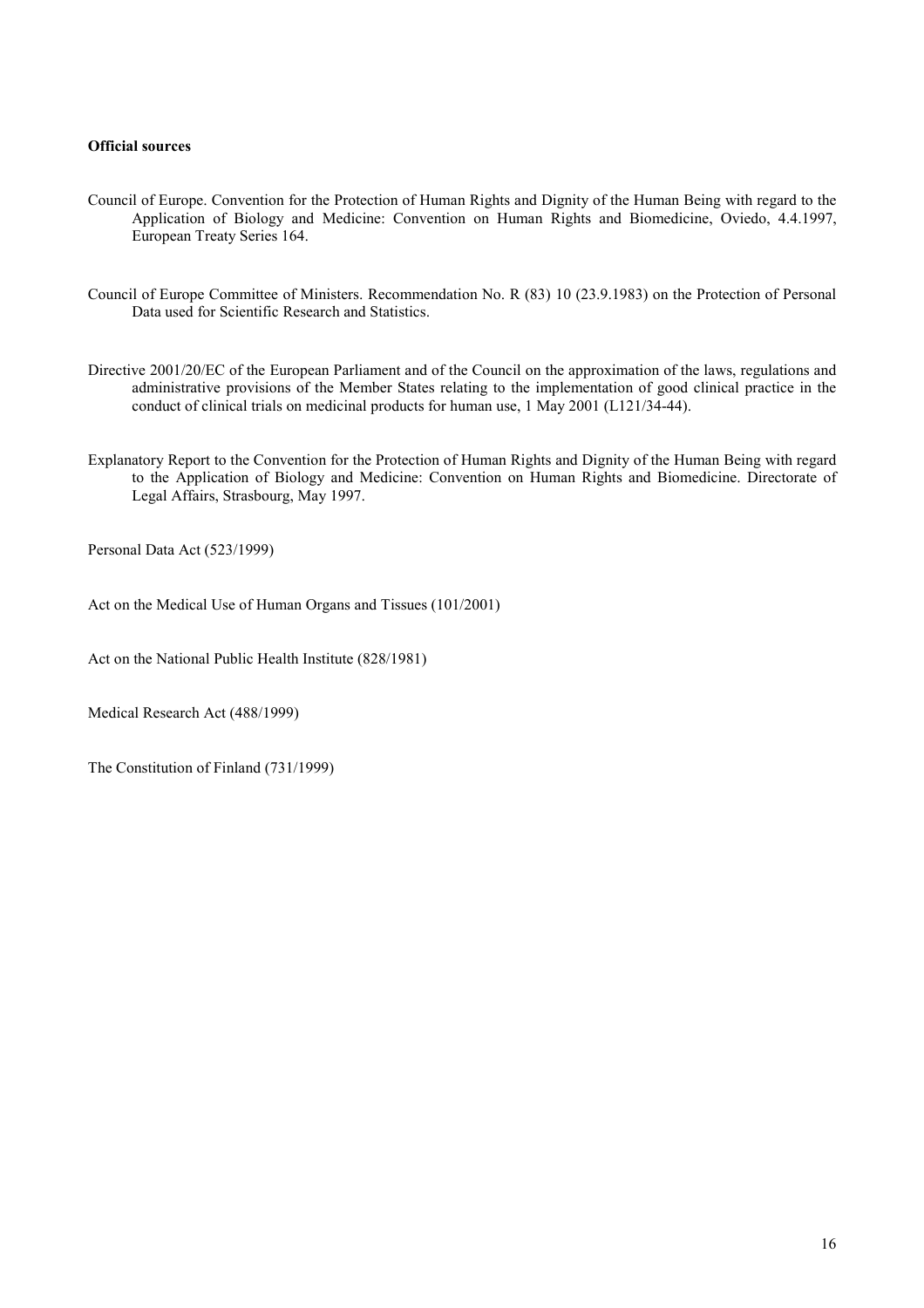**Official sources**

Council of Europe. Convention for the Protection of Human Rights and Dignity of the Human Being with regard to the Application of Biology and Medicine: Convention on Human Rights and Biomedicine, Oviedo, 4.4.1997, European Treaty Series 164.

Council of Europe Committee of Ministers. Recommendation No. R (83) 10 (23.9.1983) on the Protection of Personal Data used for Scientific Research and Statistics.

Directive 2001/20/EC of the European Parliament and of the Council on the approximation of the laws, regulations and administrative provisions of the Member States relating to the implementation of good clinical practice in the conduct of clinical trials on medicinal products for human use, 1 May 2001 (L121/34-44).

Explanatory Report to the Convention for the Protection of Human Rights and Dignity of the Human Being with regard to the Application of Biology and Medicine: Convention on Human Rights and Biomedicine. Directorate of Legal Affairs, Strasbourg, May 1997.

Personal Data Act (523/1999)

Act on the Medical Use of Human Organs and Tissues (101/2001)

Act on the National Public Health Institute (828/1981)

Medical Research Act (488/1999)

The Constitution of Finland (731/1999)